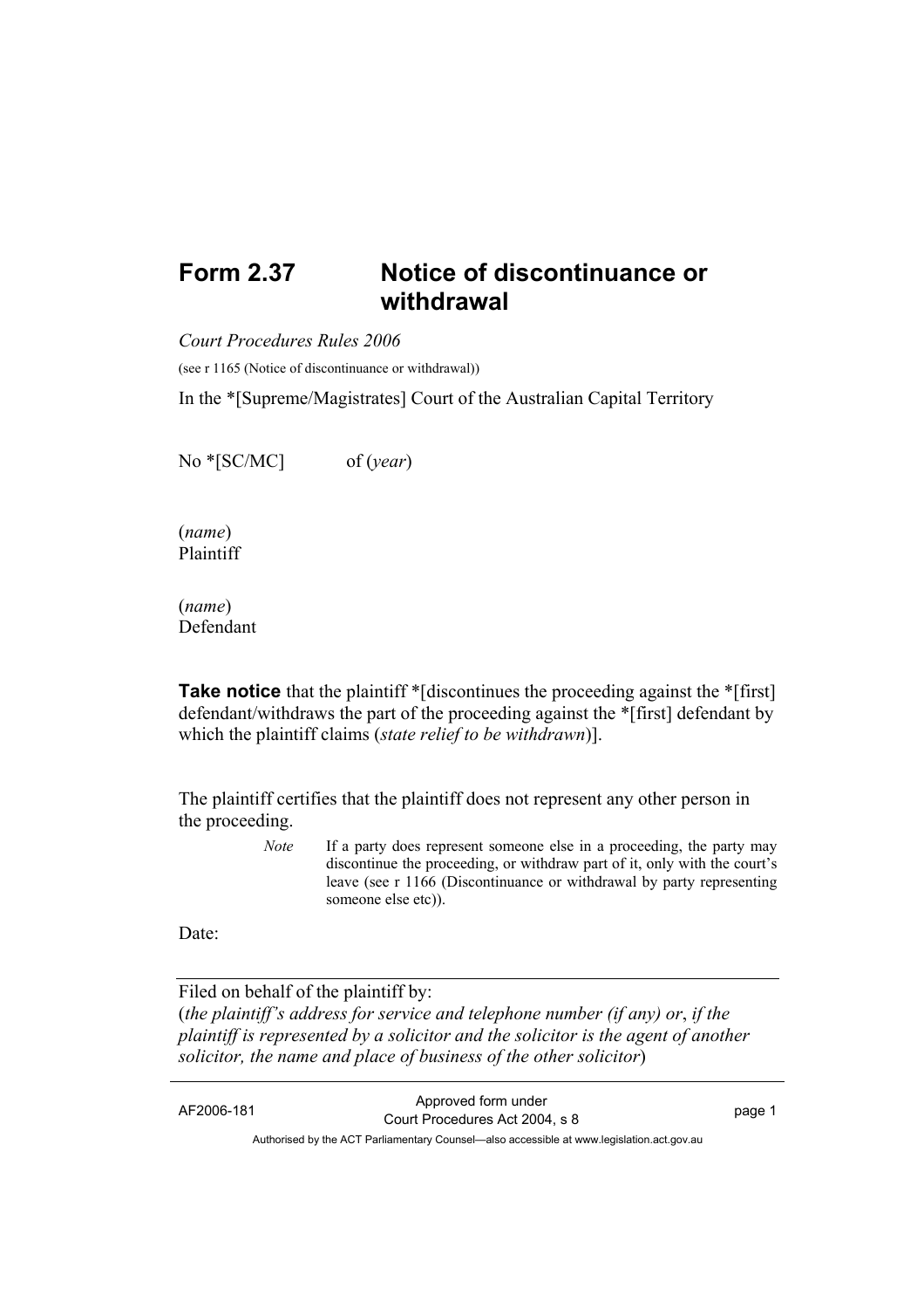# Form 2.37 Notice of discontinuance or withdrawal

*Court Procedures Rules 2006*

(see r 1165 (Notice of discontinuance or withdrawal))

In the *[Supreme/Magistrates] Court of the Australian Capital Territory

No *[SC/MC] of (*year*)

(*name*)
Plaintiff

(*name*)
Defendant

**Take notice** that the plaintiff *[discontinues the proceeding against the *[first] defendant/withdraws the part of the proceeding against the *[first] defendant by which the plaintiff claims (*state relief to be withdrawn*)].

The plaintiff certifies that the plaintiff does not represent any other person in the proceeding.

> *Note* If a party does represent someone else in a proceeding, the party may discontinue the proceeding, or withdraw part of it, only with the court's leave (see r 1166 (Discontinuance or withdrawal by party representing someone else etc)).

Date:

---

Filed on behalf of the plaintiff by:
(*the plaintiff's address for service and telephone number (if any) or*, *if the plaintiff is represented by a solicitor and the solicitor is the agent of another solicitor, the name and place of business of the other solicitor*)

---

AF2006-181 Approved form under Court Procedures Act 2004, s 8

Authorised by the ACT Parliamentary Counsel—also accessible at www.legislation.act.gov.au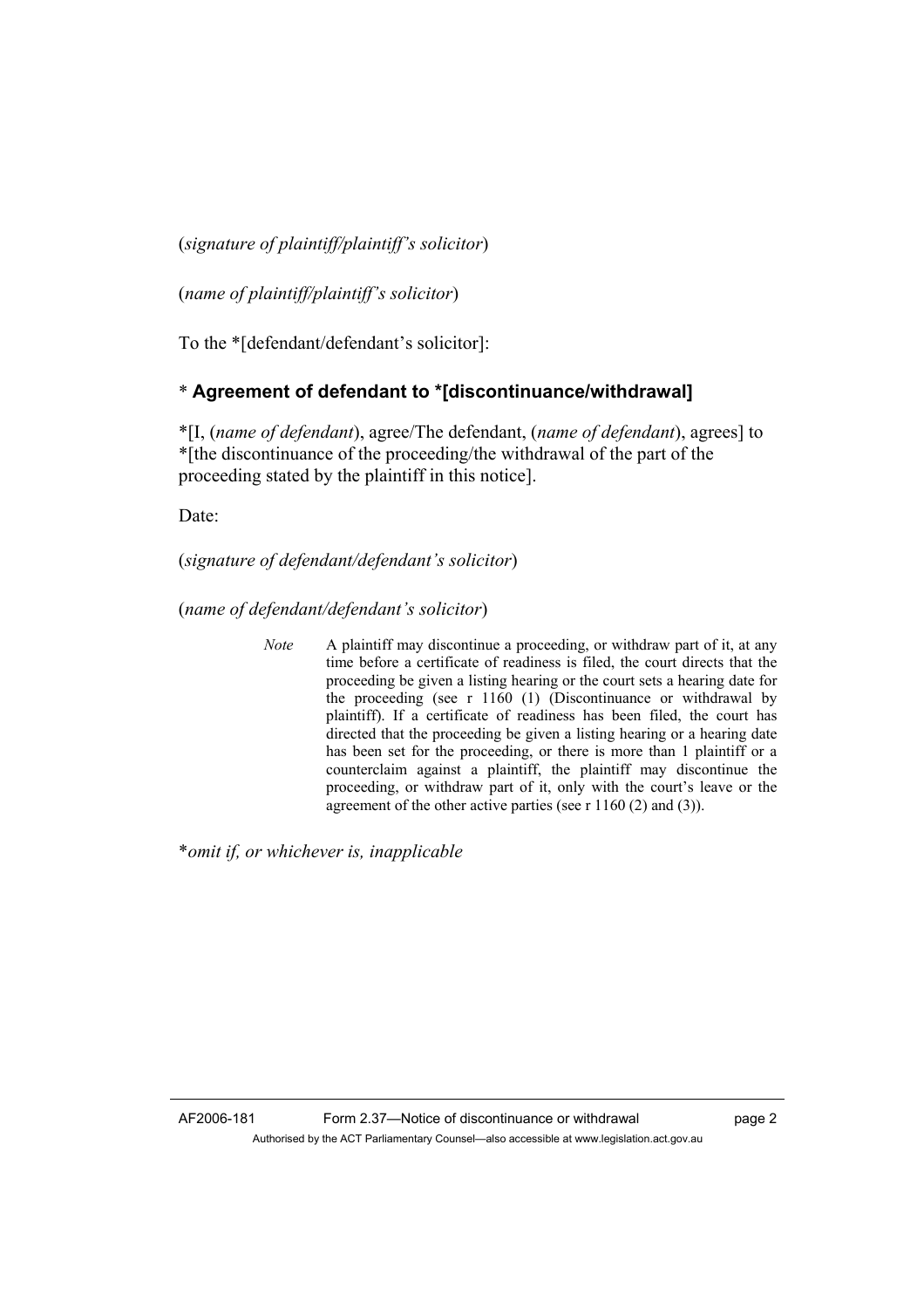(*signature of plaintiff/plaintiff's solicitor*)

(*name of plaintiff/plaintiff's solicitor*)

To the *[defendant/defendant's solicitor]:

## * Agreement of defendant to *[discontinuance/withdrawal]

*[I, (*name of defendant*), agree/The defendant, (*name of defendant*), agrees] to *[the discontinuance of the proceeding/the withdrawal of the part of the proceeding stated by the plaintiff in this notice].

Date:

(*signature of defendant/defendant's solicitor*)

(*name of defendant/defendant's solicitor*)

> *Note* A plaintiff may discontinue a proceeding, or withdraw part of it, at any time before a certificate of readiness is filed, the court directs that the proceeding be given a listing hearing or the court sets a hearing date for the proceeding (see r 1160 (1) (Discontinuance or withdrawal by plaintiff). If a certificate of readiness has been filed, the court has directed that the proceeding be given a listing hearing or a hearing date has been set for the proceeding, or there is more than 1 plaintiff or a counterclaim against a plaintiff, the plaintiff may discontinue the proceeding, or withdraw part of it, only with the court's leave or the agreement of the other active parties (see r 1160 (2) and (3)).

**omit if, or whichever is, inapplicable*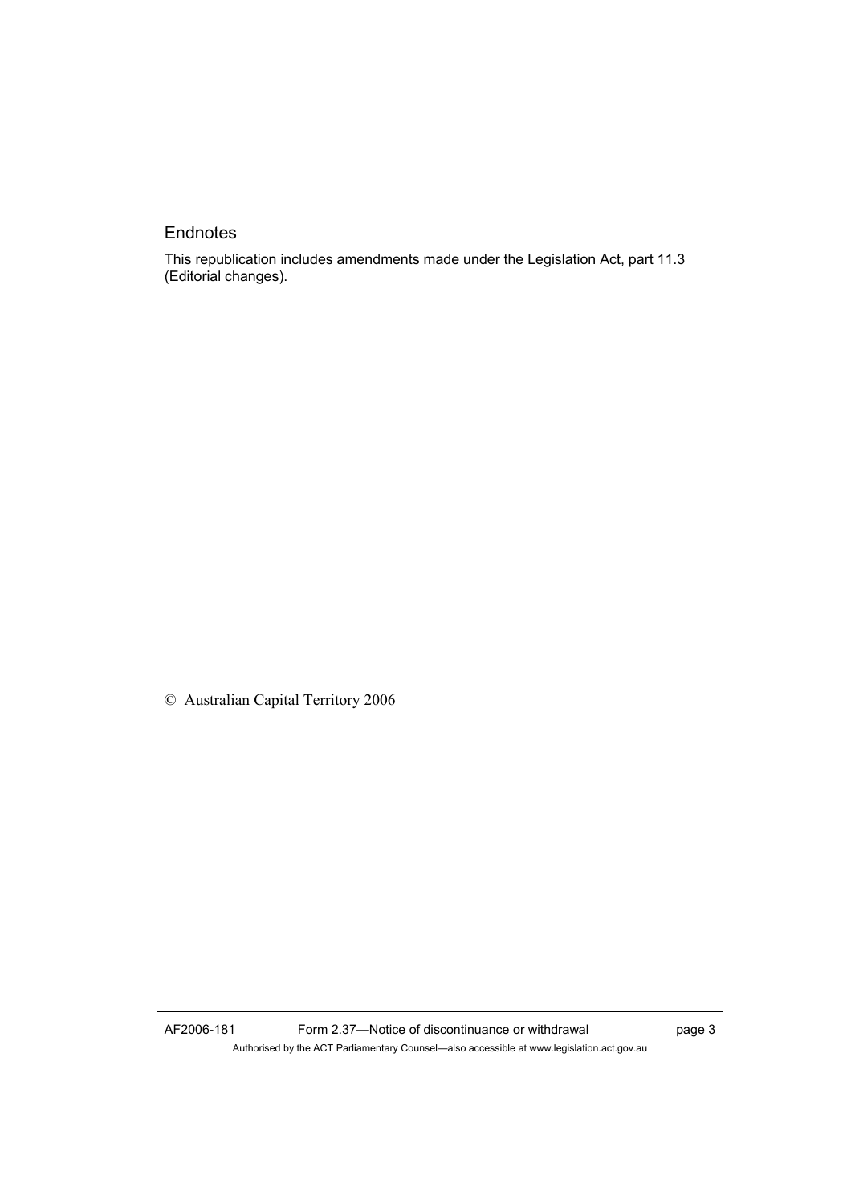## Endnotes

This republication includes amendments made under the Legislation Act, part 11.3 (Editorial changes).

© Australian Capital Territory 2006